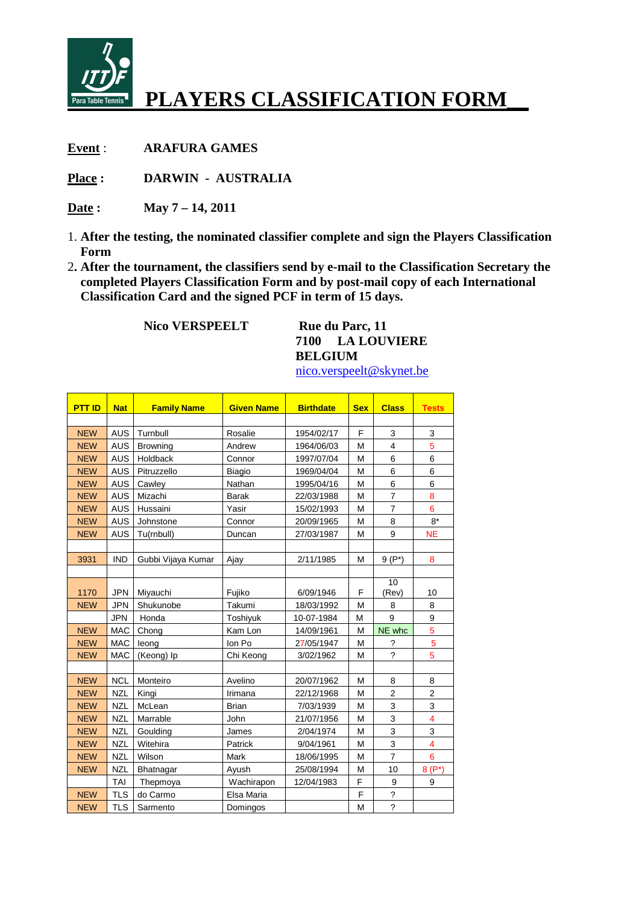# PLAYERS CLASSIFICATION FORM

**Event** : **ARAFURA GAMES**

**Place :** **DARWIN - AUSTRALIA**

**Date :** **May 7 – 14, 2011**

1. **After the testing, the nominated classifier complete and sign the Players Classification Form**
2. **After the tournament, the classifiers send by e-mail to the Classification Secretary the completed Players Classification Form and by post-mail copy of each International Classification Card and the signed PCF in term of 15 days.**

**Nico VERSPEELT**

**Rue du Parc, 11**
**7100 LA LOUVIERE**
**BELGIUM**
nico.verspeelt@skynet.be

| PTT ID | Nat | Family Name | Given Name | Birthdate | Sex | Class | Tests |
|---|---|---|---|---|---|---|---|
| | | | | | | | |
| NEW | AUS | Turnbull | Rosalie | 1954/02/17 | F | 3 | 3 |
| NEW | AUS | Browning | Andrew | 1964/06/03 | M | 4 | 5 |
| NEW | AUS | Holdback | Connor | 1997/07/04 | M | 6 | 6 |
| NEW | AUS | Pitruzzello | Biagio | 1969/04/04 | M | 6 | 6 |
| NEW | AUS | Cawley | Nathan | 1995/04/16 | M | 6 | 6 |
| NEW | AUS | Mizachi | Barak | 22/03/1988 | M | 7 | 8 |
| NEW | AUS | Hussaini | Yasir | 15/02/1993 | M | 7 | 6 |
| NEW | AUS | Johnstone | Connor | 20/09/1965 | M | 8 | 8* |
| NEW | AUS | Tu(rnbull) | Duncan | 27/03/1987 | M | 9 | NE |
| | | | | | | | |
| 3931 | IND | Gubbi Vijaya Kumar | Ajay | 2/11/1985 | M | 9 (P*) | 8 |
| | | | | | | | |
| 1170 | JPN | Miyauchi | Fujiko | 6/09/1946 | F | 10 (Rev) | 10 |
| NEW | JPN | Shukunobe | Takumi | 18/03/1992 | M | 8 | 8 |
| | JPN | Honda | Toshiyuk | 10-07-1984 | M | 9 | 9 |
| NEW | MAC | Chong | Kam Lon | 14/09/1961 | M | NE whc | 5 |
| NEW | MAC | Ieong | Ion Po | 27/05/1947 | M | ? | 5 |
| NEW | MAC | (Keong) Ip | Chi Keong | 3/02/1962 | M | ? | 5 |
| | | | | | | | |
| NEW | NCL | Monteiro | Avelino | 20/07/1962 | M | 8 | 8 |
| NEW | NZL | Kingi | Irimana | 22/12/1968 | M | 2 | 2 |
| NEW | NZL | McLean | Brian | 7/03/1939 | M | 3 | 3 |
| NEW | NZL | Marrable | John | 21/07/1956 | M | 3 | 4 |
| NEW | NZL | Goulding | James | 2/04/1974 | M | 3 | 3 |
| NEW | NZL | Witehira | Patrick | 9/04/1961 | M | 3 | 4 |
| NEW | NZL | Wilson | Mark | 18/06/1995 | M | 7 | 6 |
| NEW | NZL | Bhatnagar | Ayush | 25/08/1994 | M | 10 | 8 (P*) |
| | TAI | Thepmoya | Wachirapon | 12/04/1983 | F | 9 | 9 |
| NEW | TLS | do Carmo | Elsa Maria | | F | ? | |
| NEW | TLS | Sarmento | Domingos | | M | ? | |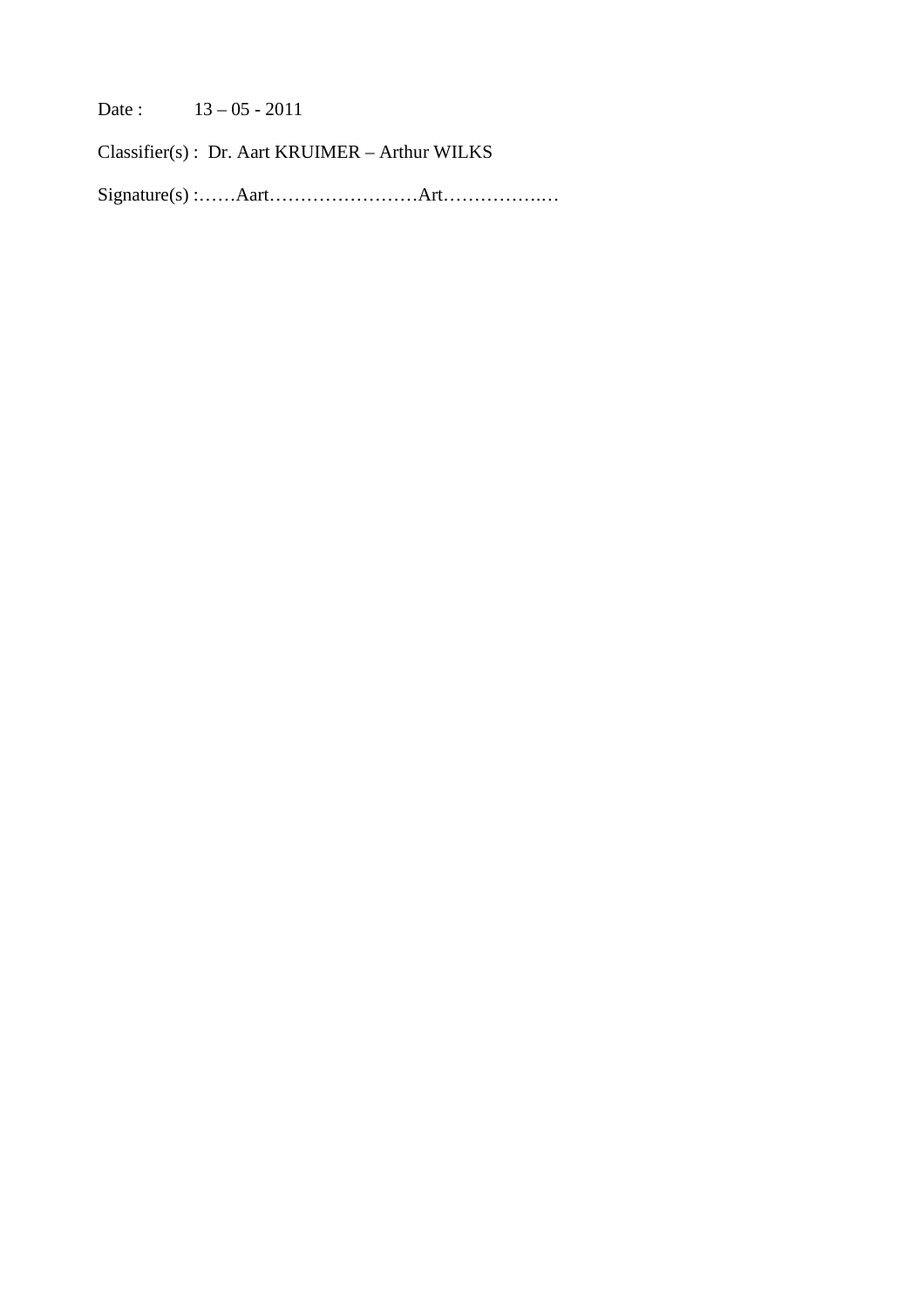Date : 13 – 05 - 2011

Classifier(s) : Dr. Aart KRUIMER – Arthur WILKS

Signature(s) :……Aart……………………Art……………..…